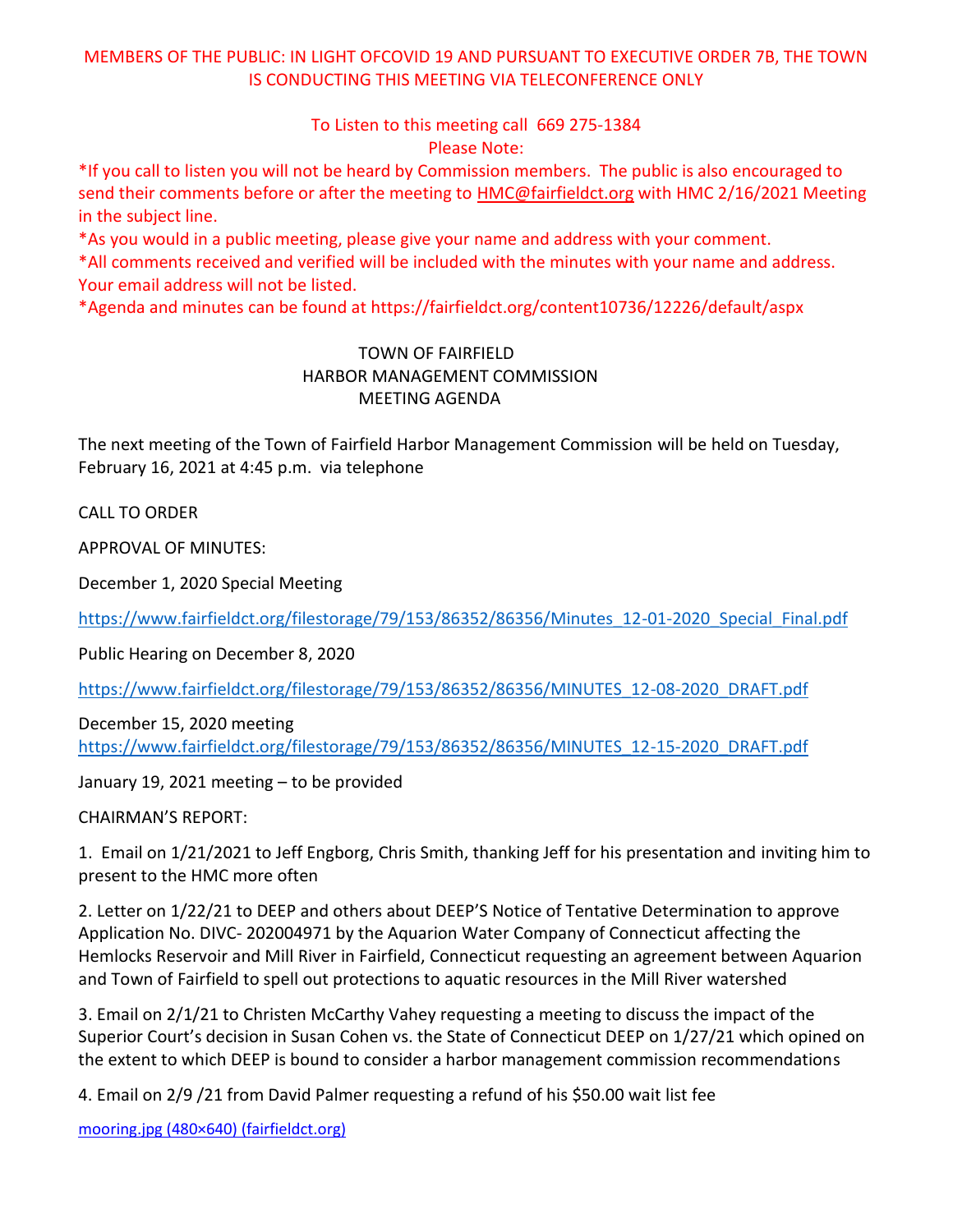MEMBERS OF THE PUBLIC: IN LIGHT OFCOVID 19 AND PURSUANT TO EXECUTIVE ORDER 7B, THE TOWN IS CONDUCTING THIS MEETING VIA TELECONFERENCE ONLY

To Listen to this meeting call 669 275-1384

Please Note:

*If you call to listen you will not be heard by Commission members. The public is also encouraged to send their comments before or after the meeting to HMC@fairfieldct.org with HMC 2/16/2021 Meeting in the subject line.

*As you would in a public meeting, please give your name and address with your comment.

*All comments received and verified will be included with the minutes with your name and address. Your email address will not be listed.

*Agenda and minutes can be found at https://fairfieldct.org/content10736/12226/default/aspx

# TOWN OF FAIRFIELD
# HARBOR MANAGEMENT COMMISSION
# MEETING AGENDA

The next meeting of the Town of Fairfield Harbor Management Commission will be held on Tuesday, February 16, 2021 at 4:45 p.m. via telephone

CALL TO ORDER

APPROVAL OF MINUTES:

December 1, 2020 Special Meeting

https://www.fairfieldct.org/filestorage/79/153/86352/86356/Minutes_12-01-2020_Special_Final.pdf

Public Hearing on December 8, 2020

https://www.fairfieldct.org/filestorage/79/153/86352/86356/MINUTES_12-08-2020_DRAFT.pdf

December 15, 2020 meeting
https://www.fairfieldct.org/filestorage/79/153/86352/86356/MINUTES_12-15-2020_DRAFT.pdf

January 19, 2021 meeting – to be provided

CHAIRMAN'S REPORT:

1. Email on 1/21/2021 to Jeff Engborg, Chris Smith, thanking Jeff for his presentation and inviting him to present to the HMC more often

2. Letter on 1/22/21 to DEEP and others about DEEP'S Notice of Tentative Determination to approve Application No. DIVC- 202004971 by the Aquarion Water Company of Connecticut affecting the Hemlocks Reservoir and Mill River in Fairfield, Connecticut requesting an agreement between Aquarion and Town of Fairfield to spell out protections to aquatic resources in the Mill River watershed

3. Email on 2/1/21 to Christen McCarthy Vahey requesting a meeting to discuss the impact of the Superior Court's decision in Susan Cohen vs. the State of Connecticut DEEP on 1/27/21 which opined on the extent to which DEEP is bound to consider a harbor management commission recommendations

4. Email on 2/9 /21 from David Palmer requesting a refund of his $50.00 wait list fee

mooring.jpg (480×640) (fairfieldct.org)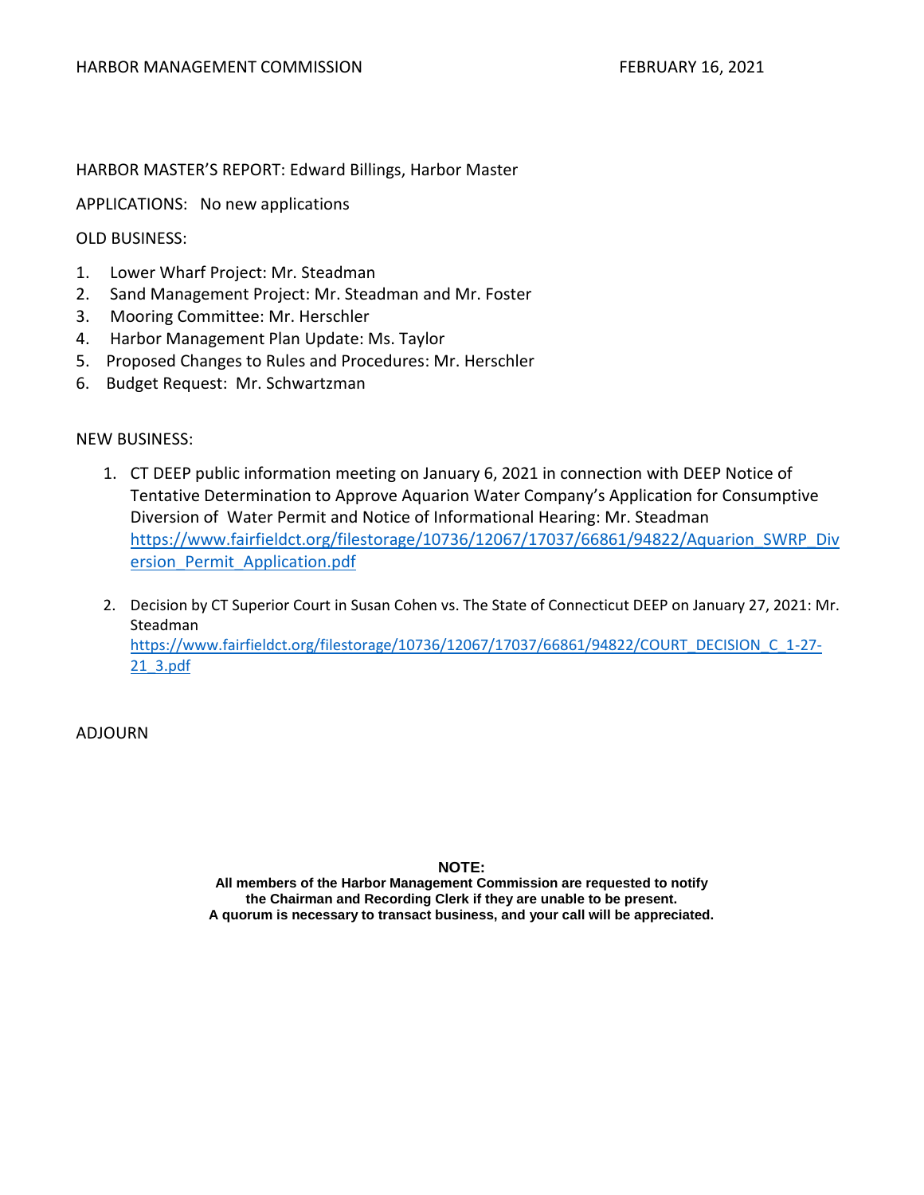HARBOR MASTER'S REPORT: Edward Billings, Harbor Master

APPLICATIONS: No new applications

OLD BUSINESS:

1. Lower Wharf Project: Mr. Steadman
2. Sand Management Project: Mr. Steadman and Mr. Foster
3. Mooring Committee: Mr. Herschler
4. Harbor Management Plan Update: Ms. Taylor
5. Proposed Changes to Rules and Procedures: Mr. Herschler
6. Budget Request: Mr. Schwartzman

NEW BUSINESS:

1. CT DEEP public information meeting on January 6, 2021 in connection with DEEP Notice of Tentative Determination to Approve Aquarion Water Company's Application for Consumptive Diversion of Water Permit and Notice of Informational Hearing: Mr. Steadman
   https://www.fairfieldct.org/filestorage/10736/12067/17037/66861/94822/Aquarion_SWRP_Diversion_Permit_Application.pdf

2. Decision by CT Superior Court in Susan Cohen vs. The State of Connecticut DEEP on January 27, 2021: Mr. Steadman
   https://www.fairfieldct.org/filestorage/10736/12067/17037/66861/94822/COURT_DECISION_C_1-27-21_3.pdf

ADJOURN

**NOTE:**
**All members of the Harbor Management Commission are requested to notify the Chairman and Recording Clerk if they are unable to be present.**
**A quorum is necessary to transact business, and your call will be appreciated.**